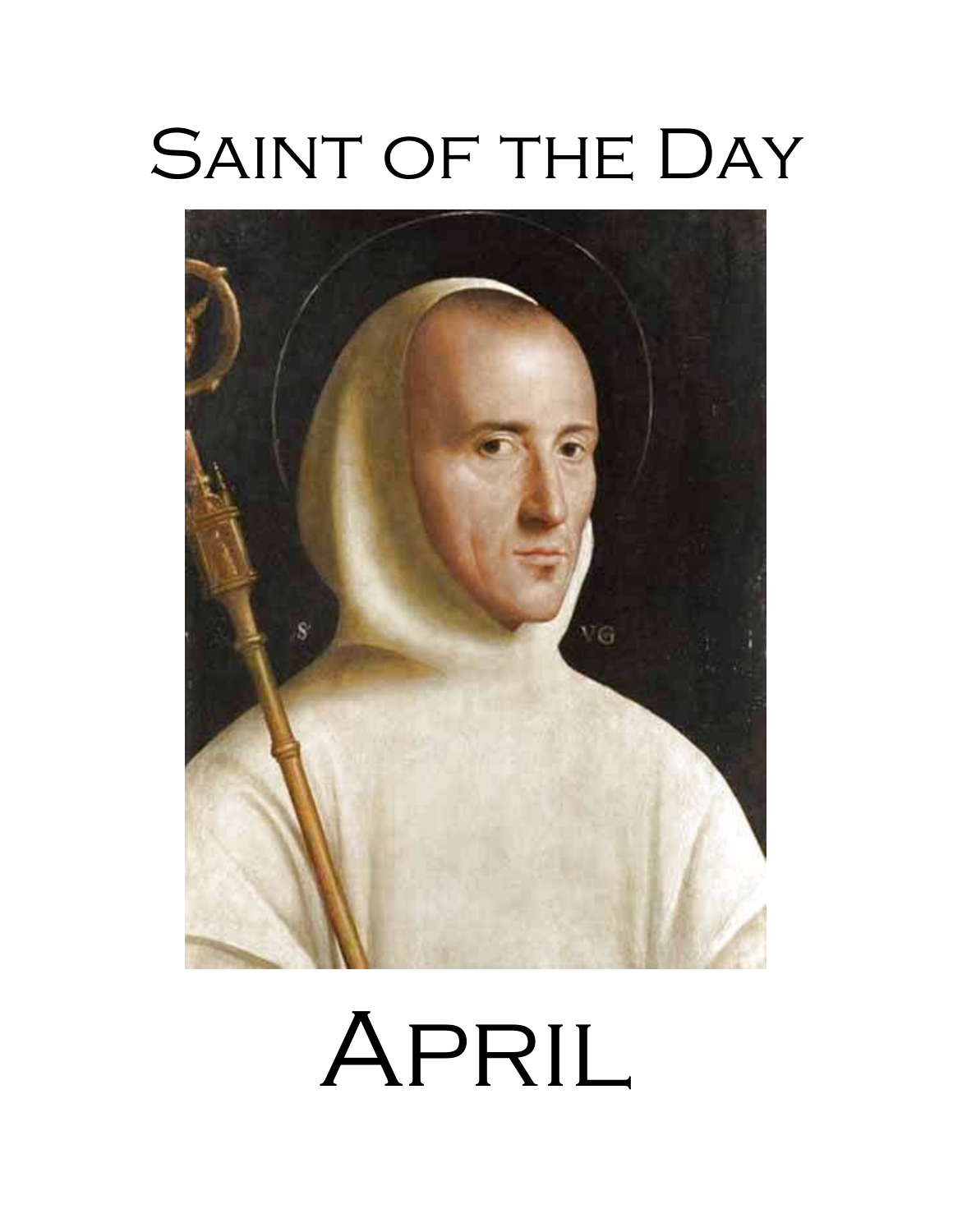# Saint of the Day

# April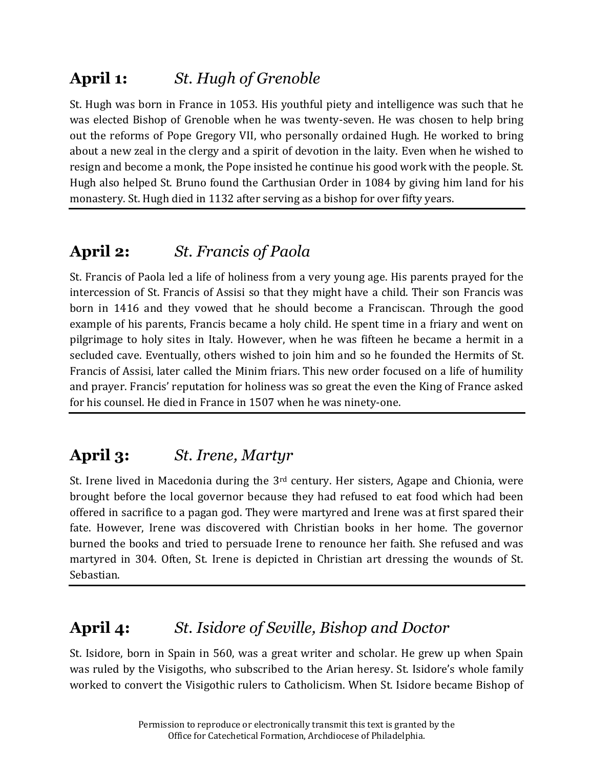## **April 1:** *St. Hugh of Grenoble*

St. Hugh was born in France in 1053. His youthful piety and intelligence was such that he was elected Bishop of Grenoble when he was twenty-seven. He was chosen to help bring out the reforms of Pope Gregory VII, who personally ordained Hugh. He worked to bring about a new zeal in the clergy and a spirit of devotion in the laity. Even when he wished to resign and become a monk, the Pope insisted he continue his good work with the people. St. Hugh also helped St. Bruno found the Carthusian Order in 1084 by giving him land for his monastery. St. Hugh died in 1132 after serving as a bishop for over fifty years.

---

## **April 2:** *St. Francis of Paola*

St. Francis of Paola led a life of holiness from a very young age. His parents prayed for the intercession of St. Francis of Assisi so that they might have a child. Their son Francis was born in 1416 and they vowed that he should become a Franciscan. Through the good example of his parents, Francis became a holy child. He spent time in a friary and went on pilgrimage to holy sites in Italy. However, when he was fifteen he became a hermit in a secluded cave. Eventually, others wished to join him and so he founded the Hermits of St. Francis of Assisi, later called the Minim friars. This new order focused on a life of humility and prayer. Francis' reputation for holiness was so great the even the King of France asked for his counsel. He died in France in 1507 when he was ninety-one.

---

## **April 3:** *St. Irene, Martyr*

St. Irene lived in Macedonia during the 3rd century. Her sisters, Agape and Chionia, were brought before the local governor because they had refused to eat food which had been offered in sacrifice to a pagan god. They were martyred and Irene was at first spared their fate. However, Irene was discovered with Christian books in her home. The governor burned the books and tried to persuade Irene to renounce her faith. She refused and was martyred in 304. Often, St. Irene is depicted in Christian art dressing the wounds of St. Sebastian.

---

## **April 4:** *St. Isidore of Seville, Bishop and Doctor*

St. Isidore, born in Spain in 560, was a great writer and scholar. He grew up when Spain was ruled by the Visigoths, who subscribed to the Arian heresy. St. Isidore's whole family worked to convert the Visigothic rulers to Catholicism. When St. Isidore became Bishop of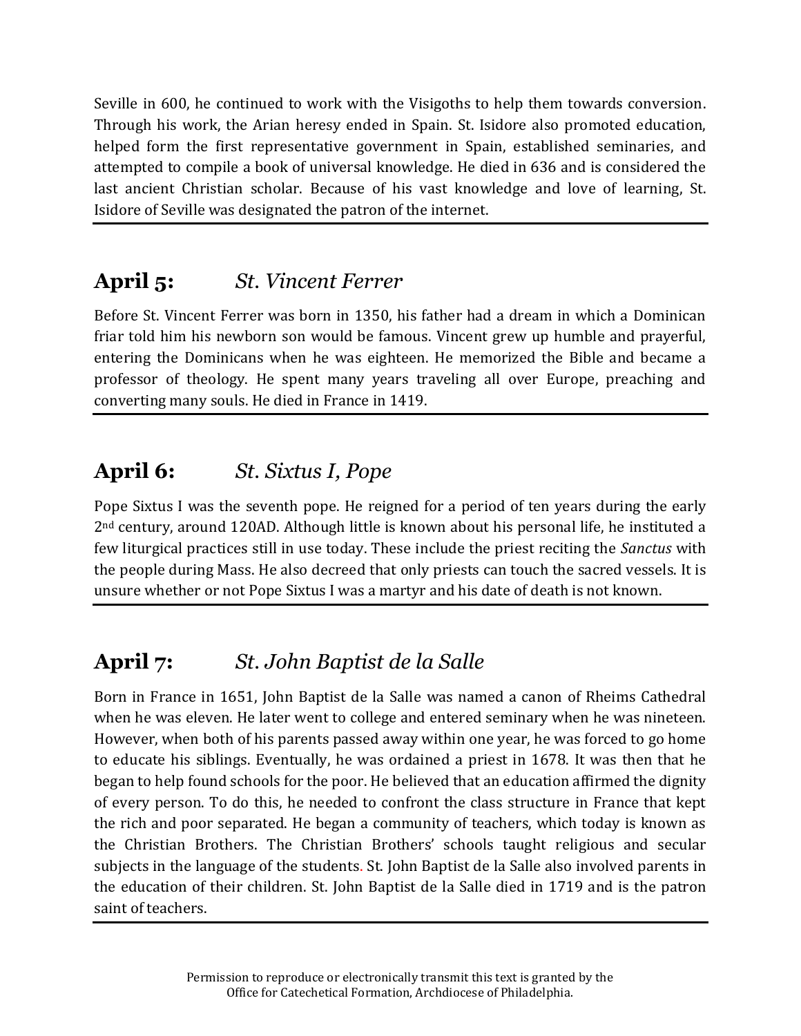Seville in 600, he continued to work with the Visigoths to help them towards conversion. Through his work, the Arian heresy ended in Spain. St. Isidore also promoted education, helped form the first representative government in Spain, established seminaries, and attempted to compile a book of universal knowledge. He died in 636 and is considered the last ancient Christian scholar. Because of his vast knowledge and love of learning, St. Isidore of Seville was designated the patron of the internet.

---

## **April 5:** *St. Vincent Ferrer*

Before St. Vincent Ferrer was born in 1350, his father had a dream in which a Dominican friar told him his newborn son would be famous. Vincent grew up humble and prayerful, entering the Dominicans when he was eighteen. He memorized the Bible and became a professor of theology. He spent many years traveling all over Europe, preaching and converting many souls. He died in France in 1419.

---

## **April 6:** *St. Sixtus I, Pope*

Pope Sixtus I was the seventh pope. He reigned for a period of ten years during the early 2nd century, around 120AD. Although little is known about his personal life, he instituted a few liturgical practices still in use today. These include the priest reciting the *Sanctus* with the people during Mass. He also decreed that only priests can touch the sacred vessels. It is unsure whether or not Pope Sixtus I was a martyr and his date of death is not known.

---

## **April 7:** *St. John Baptist de la Salle*

Born in France in 1651, John Baptist de la Salle was named a canon of Rheims Cathedral when he was eleven. He later went to college and entered seminary when he was nineteen. However, when both of his parents passed away within one year, he was forced to go home to educate his siblings. Eventually, he was ordained a priest in 1678. It was then that he began to help found schools for the poor. He believed that an education affirmed the dignity of every person. To do this, he needed to confront the class structure in France that kept the rich and poor separated. He began a community of teachers, which today is known as the Christian Brothers. The Christian Brothers' schools taught religious and secular subjects in the language of the students. St. John Baptist de la Salle also involved parents in the education of their children. St. John Baptist de la Salle died in 1719 and is the patron saint of teachers.

---

Permission to reproduce or electronically transmit this text is granted by the Office for Catechetical Formation, Archdiocese of Philadelphia.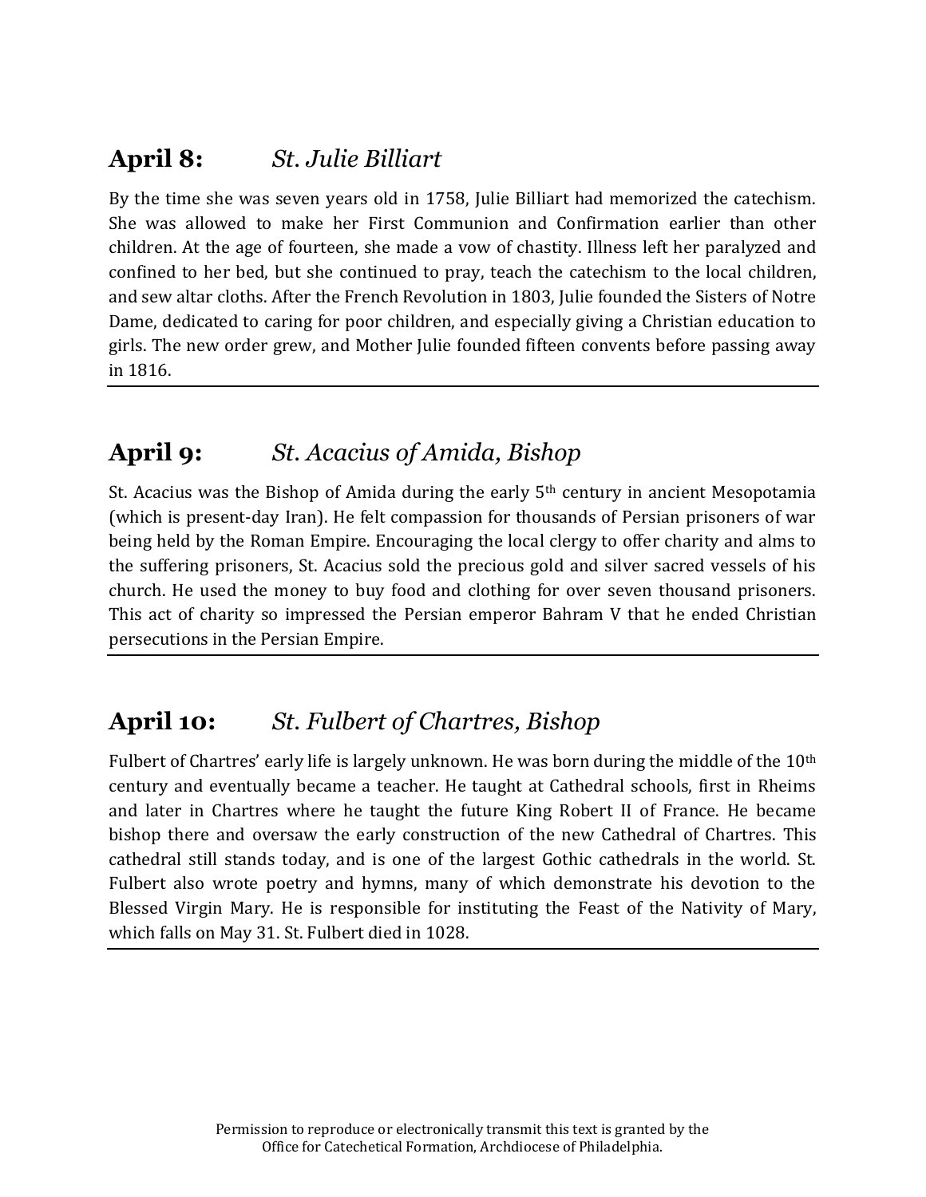## April 8: *St. Julie Billiart*

By the time she was seven years old in 1758, Julie Billiart had memorized the catechism. She was allowed to make her First Communion and Confirmation earlier than other children. At the age of fourteen, she made a vow of chastity. Illness left her paralyzed and confined to her bed, but she continued to pray, teach the catechism to the local children, and sew altar cloths. After the French Revolution in 1803, Julie founded the Sisters of Notre Dame, dedicated to caring for poor children, and especially giving a Christian education to girls. The new order grew, and Mother Julie founded fifteen convents before passing away in 1816.

---

## April 9: *St. Acacius of Amida, Bishop*

St. Acacius was the Bishop of Amida during the early 5th century in ancient Mesopotamia (which is present-day Iran). He felt compassion for thousands of Persian prisoners of war being held by the Roman Empire. Encouraging the local clergy to offer charity and alms to the suffering prisoners, St. Acacius sold the precious gold and silver sacred vessels of his church. He used the money to buy food and clothing for over seven thousand prisoners. This act of charity so impressed the Persian emperor Bahram V that he ended Christian persecutions in the Persian Empire.

---

## April 10: *St. Fulbert of Chartres, Bishop*

Fulbert of Chartres' early life is largely unknown. He was born during the middle of the 10th century and eventually became a teacher. He taught at Cathedral schools, first in Rheims and later in Chartres where he taught the future King Robert II of France. He became bishop there and oversaw the early construction of the new Cathedral of Chartres. This cathedral still stands today, and is one of the largest Gothic cathedrals in the world. St. Fulbert also wrote poetry and hymns, many of which demonstrate his devotion to the Blessed Virgin Mary. He is responsible for instituting the Feast of the Nativity of Mary, which falls on May 31. St. Fulbert died in 1028.

---

Permission to reproduce or electronically transmit this text is granted by the Office for Catechetical Formation, Archdiocese of Philadelphia.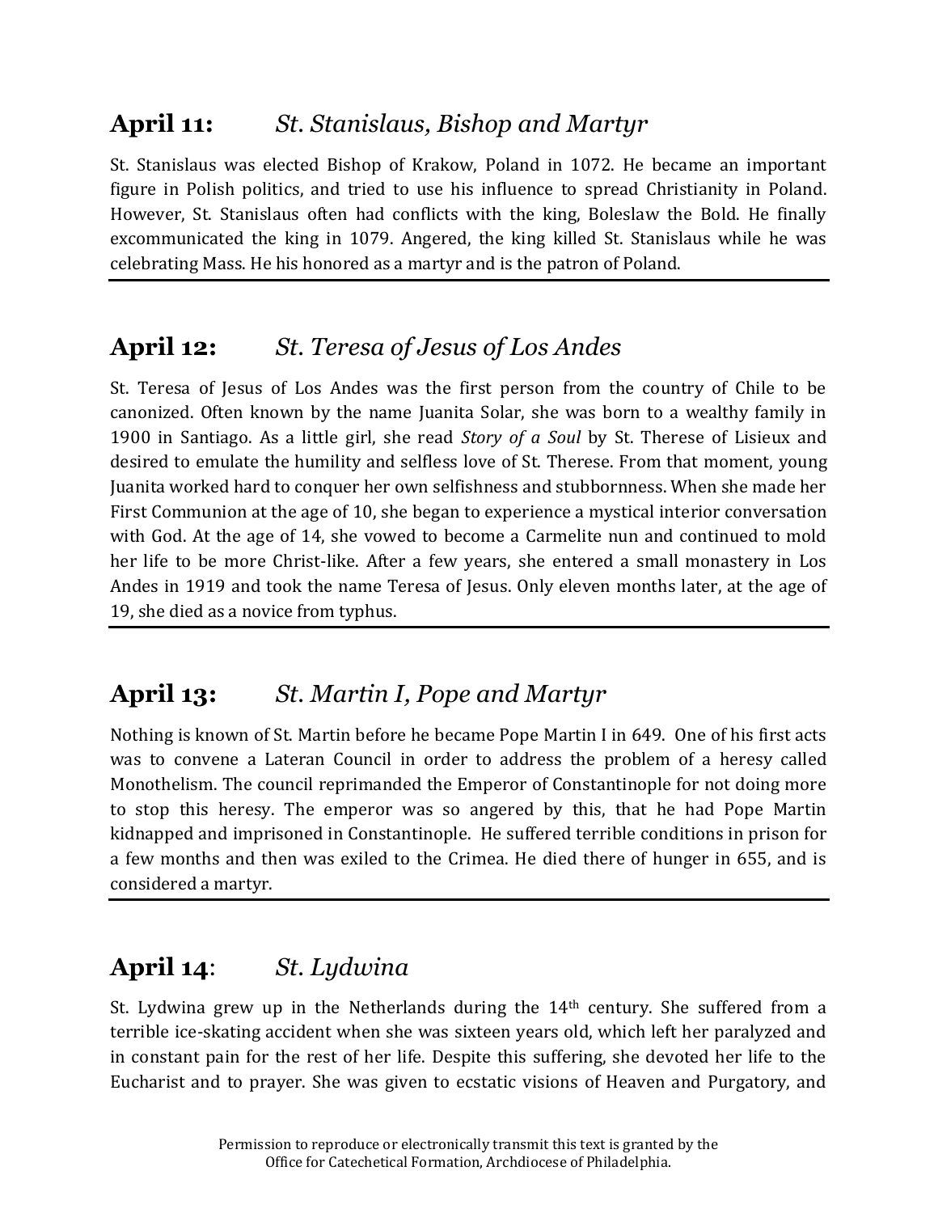## **April 11:** *St. Stanislaus, Bishop and Martyr*

St. Stanislaus was elected Bishop of Krakow, Poland in 1072. He became an important figure in Polish politics, and tried to use his influence to spread Christianity in Poland. However, St. Stanislaus often had conflicts with the king, Boleslaw the Bold. He finally excommunicated the king in 1079. Angered, the king killed St. Stanislaus while he was celebrating Mass. He his honored as a martyr and is the patron of Poland.

---

## **April 12:** *St. Teresa of Jesus of Los Andes*

St. Teresa of Jesus of Los Andes was the first person from the country of Chile to be canonized. Often known by the name Juanita Solar, she was born to a wealthy family in 1900 in Santiago. As a little girl, she read *Story of a Soul* by St. Therese of Lisieux and desired to emulate the humility and selfless love of St. Therese. From that moment, young Juanita worked hard to conquer her own selfishness and stubbornness. When she made her First Communion at the age of 10, she began to experience a mystical interior conversation with God. At the age of 14, she vowed to become a Carmelite nun and continued to mold her life to be more Christ-like. After a few years, she entered a small monastery in Los Andes in 1919 and took the name Teresa of Jesus. Only eleven months later, at the age of 19, she died as a novice from typhus.

---

## **April 13:** *St. Martin I, Pope and Martyr*

Nothing is known of St. Martin before he became Pope Martin I in 649. One of his first acts was to convene a Lateran Council in order to address the problem of a heresy called Monothelism. The council reprimanded the Emperor of Constantinople for not doing more to stop this heresy. The emperor was so angered by this, that he had Pope Martin kidnapped and imprisoned in Constantinople. He suffered terrible conditions in prison for a few months and then was exiled to the Crimea. He died there of hunger in 655, and is considered a martyr.

---

## **April 14**: *St. Lydwina*

St. Lydwina grew up in the Netherlands during the 14th century. She suffered from a terrible ice-skating accident when she was sixteen years old, which left her paralyzed and in constant pain for the rest of her life. Despite this suffering, she devoted her life to the Eucharist and to prayer. She was given to ecstatic visions of Heaven and Purgatory, and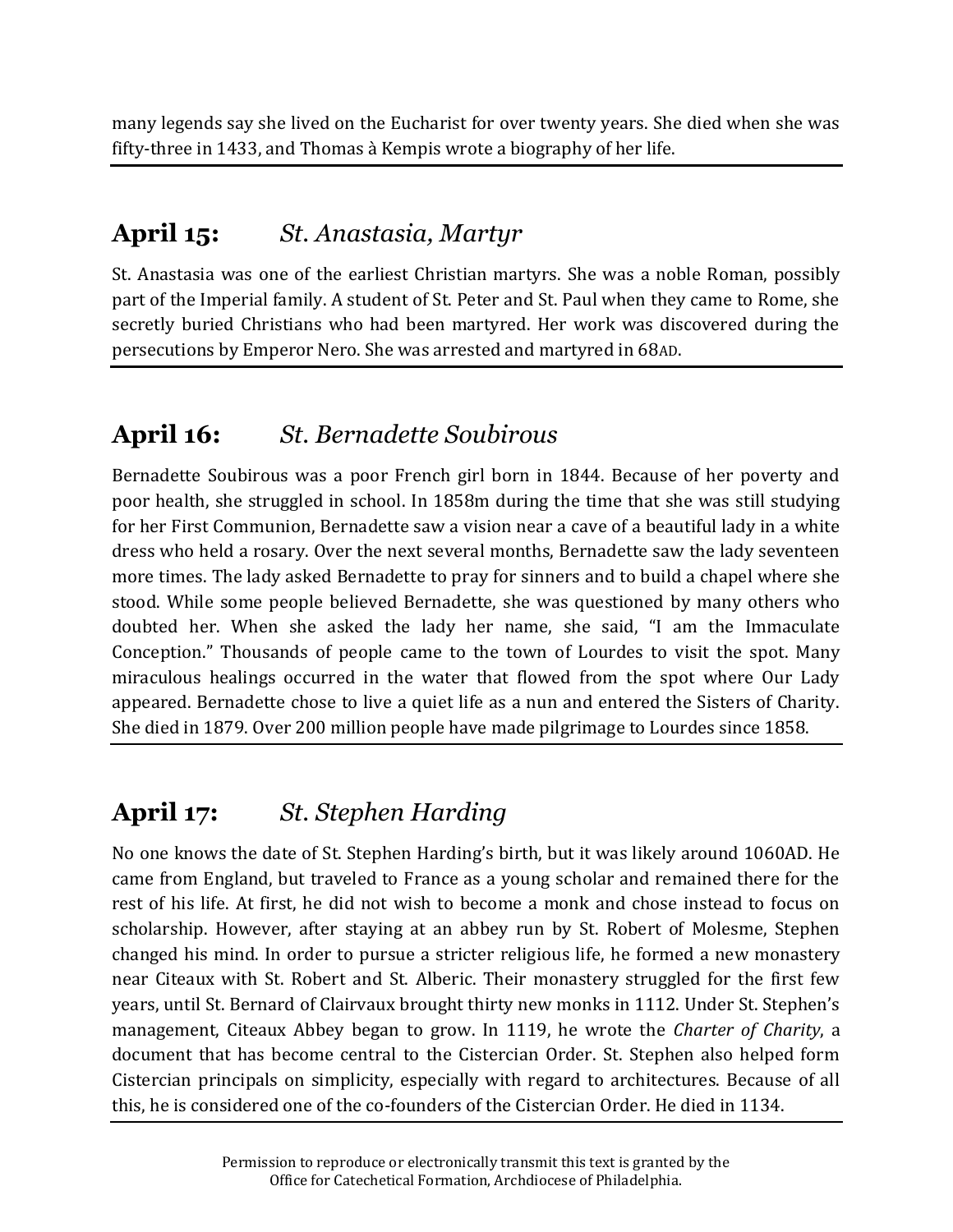many legends say she lived on the Eucharist for over twenty years. She died when she was fifty-three in 1433, and Thomas à Kempis wrote a biography of her life.

## April 15: *St. Anastasia, Martyr*

St. Anastasia was one of the earliest Christian martyrs. She was a noble Roman, possibly part of the Imperial family. A student of St. Peter and St. Paul when they came to Rome, she secretly buried Christians who had been martyred. Her work was discovered during the persecutions by Emperor Nero. She was arrested and martyred in 68AD.

## April 16: *St. Bernadette Soubirous*

Bernadette Soubirous was a poor French girl born in 1844. Because of her poverty and poor health, she struggled in school. In 1858m during the time that she was still studying for her First Communion, Bernadette saw a vision near a cave of a beautiful lady in a white dress who held a rosary. Over the next several months, Bernadette saw the lady seventeen more times. The lady asked Bernadette to pray for sinners and to build a chapel where she stood. While some people believed Bernadette, she was questioned by many others who doubted her. When she asked the lady her name, she said, "I am the Immaculate Conception." Thousands of people came to the town of Lourdes to visit the spot. Many miraculous healings occurred in the water that flowed from the spot where Our Lady appeared. Bernadette chose to live a quiet life as a nun and entered the Sisters of Charity. She died in 1879. Over 200 million people have made pilgrimage to Lourdes since 1858.

## April 17: *St. Stephen Harding*

No one knows the date of St. Stephen Harding's birth, but it was likely around 1060AD. He came from England, but traveled to France as a young scholar and remained there for the rest of his life. At first, he did not wish to become a monk and chose instead to focus on scholarship. However, after staying at an abbey run by St. Robert of Molesme, Stephen changed his mind. In order to pursue a stricter religious life, he formed a new monastery near Citeaux with St. Robert and St. Alberic. Their monastery struggled for the first few years, until St. Bernard of Clairvaux brought thirty new monks in 1112. Under St. Stephen's management, Citeaux Abbey began to grow. In 1119, he wrote the *Charter of Charity*, a document that has become central to the Cistercian Order. St. Stephen also helped form Cistercian principals on simplicity, especially with regard to architectures. Because of all this, he is considered one of the co-founders of the Cistercian Order. He died in 1134.

Permission to reproduce or electronically transmit this text is granted by the Office for Catechetical Formation, Archdiocese of Philadelphia.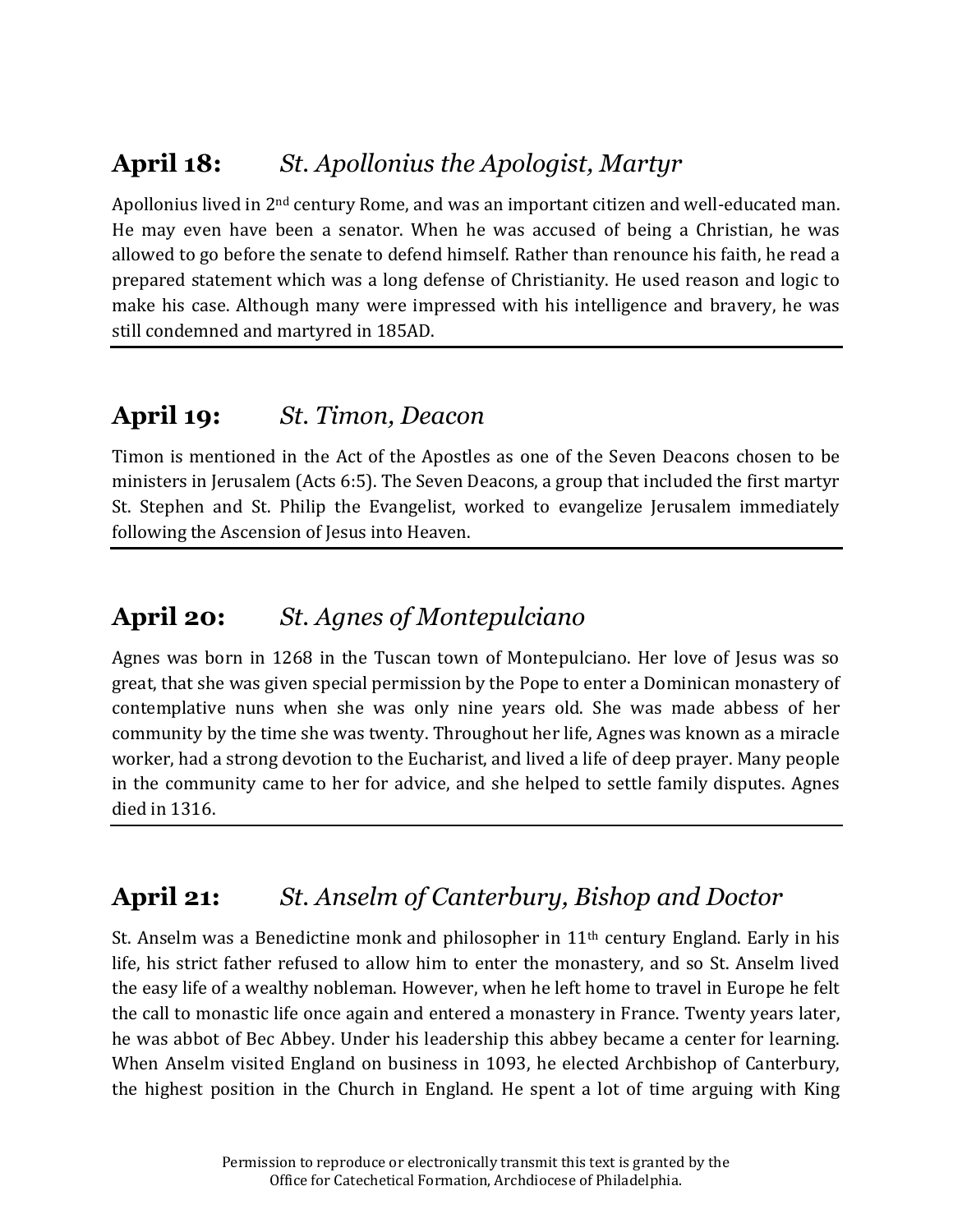## April 18: *St. Apollonius the Apologist, Martyr*

Apollonius lived in 2nd century Rome, and was an important citizen and well-educated man. He may even have been a senator. When he was accused of being a Christian, he was allowed to go before the senate to defend himself. Rather than renounce his faith, he read a prepared statement which was a long defense of Christianity. He used reason and logic to make his case. Although many were impressed with his intelligence and bravery, he was still condemned and martyred in 185AD.

---

## April 19: *St. Timon, Deacon*

Timon is mentioned in the Act of the Apostles as one of the Seven Deacons chosen to be ministers in Jerusalem (Acts 6:5). The Seven Deacons, a group that included the first martyr St. Stephen and St. Philip the Evangelist, worked to evangelize Jerusalem immediately following the Ascension of Jesus into Heaven.

---

## April 20: *St. Agnes of Montepulciano*

Agnes was born in 1268 in the Tuscan town of Montepulciano. Her love of Jesus was so great, that she was given special permission by the Pope to enter a Dominican monastery of contemplative nuns when she was only nine years old. She was made abbess of her community by the time she was twenty. Throughout her life, Agnes was known as a miracle worker, had a strong devotion to the Eucharist, and lived a life of deep prayer. Many people in the community came to her for advice, and she helped to settle family disputes. Agnes died in 1316.

---

## April 21: *St. Anselm of Canterbury, Bishop and Doctor*

St. Anselm was a Benedictine monk and philosopher in 11th century England. Early in his life, his strict father refused to allow him to enter the monastery, and so St. Anselm lived the easy life of a wealthy nobleman. However, when he left home to travel in Europe he felt the call to monastic life once again and entered a monastery in France. Twenty years later, he was abbot of Bec Abbey. Under his leadership this abbey became a center for learning. When Anselm visited England on business in 1093, he elected Archbishop of Canterbury, the highest position in the Church in England. He spent a lot of time arguing with King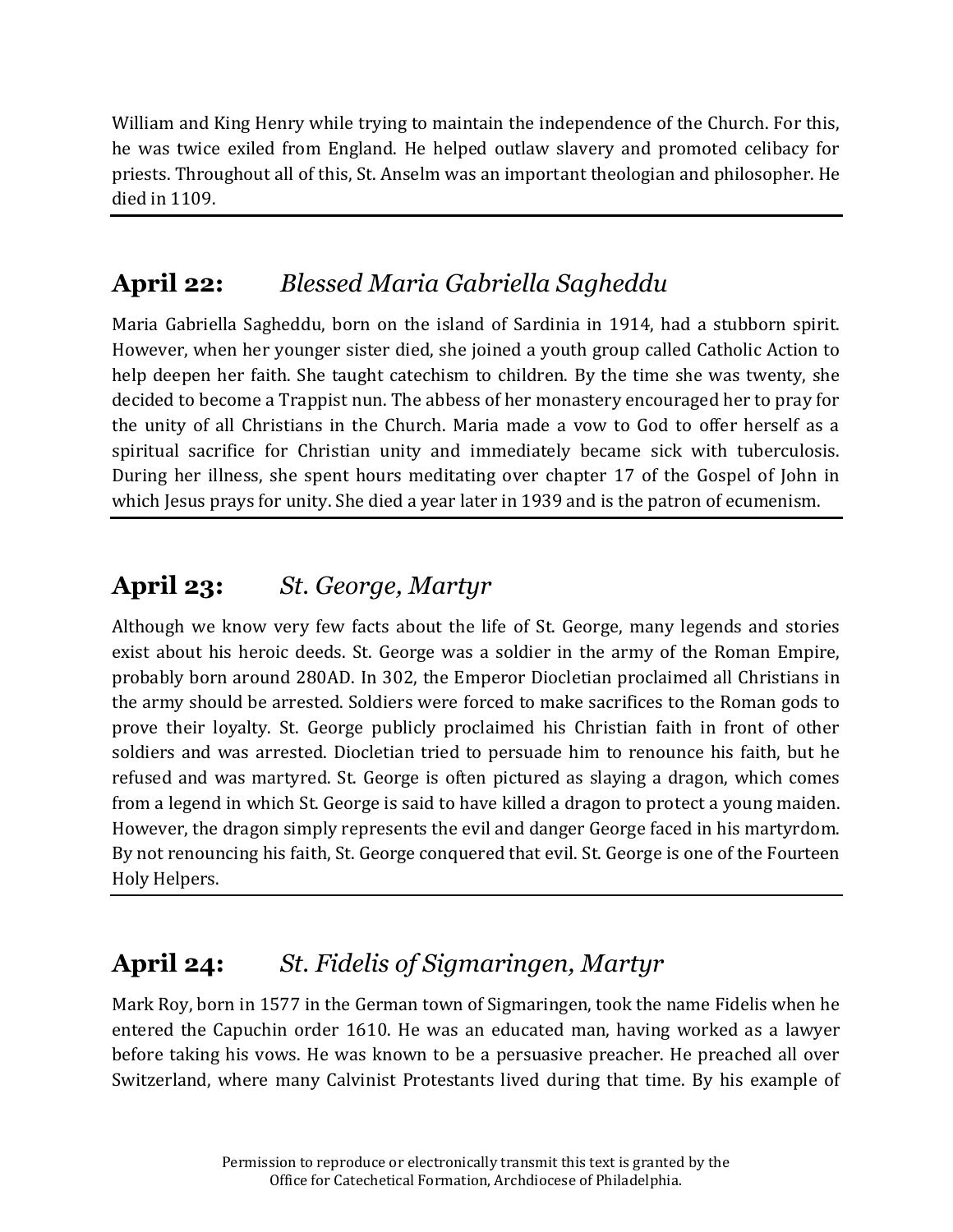William and King Henry while trying to maintain the independence of the Church. For this, he was twice exiled from England. He helped outlaw slavery and promoted celibacy for priests. Throughout all of this, St. Anselm was an important theologian and philosopher. He died in 1109.

---

## April 22: *Blessed Maria Gabriella Sagheddu*

Maria Gabriella Sagheddu, born on the island of Sardinia in 1914, had a stubborn spirit. However, when her younger sister died, she joined a youth group called Catholic Action to help deepen her faith. She taught catechism to children. By the time she was twenty, she decided to become a Trappist nun. The abbess of her monastery encouraged her to pray for the unity of all Christians in the Church. Maria made a vow to God to offer herself as a spiritual sacrifice for Christian unity and immediately became sick with tuberculosis. During her illness, she spent hours meditating over chapter 17 of the Gospel of John in which Jesus prays for unity. She died a year later in 1939 and is the patron of ecumenism.

---

## April 23: *St. George, Martyr*

Although we know very few facts about the life of St. George, many legends and stories exist about his heroic deeds. St. George was a soldier in the army of the Roman Empire, probably born around 280AD. In 302, the Emperor Diocletian proclaimed all Christians in the army should be arrested. Soldiers were forced to make sacrifices to the Roman gods to prove their loyalty. St. George publicly proclaimed his Christian faith in front of other soldiers and was arrested. Diocletian tried to persuade him to renounce his faith, but he refused and was martyred. St. George is often pictured as slaying a dragon, which comes from a legend in which St. George is said to have killed a dragon to protect a young maiden. However, the dragon simply represents the evil and danger George faced in his martyrdom. By not renouncing his faith, St. George conquered that evil. St. George is one of the Fourteen Holy Helpers.

---

## April 24: *St. Fidelis of Sigmaringen, Martyr*

Mark Roy, born in 1577 in the German town of Sigmaringen, took the name Fidelis when he entered the Capuchin order 1610. He was an educated man, having worked as a lawyer before taking his vows. He was known to be a persuasive preacher. He preached all over Switzerland, where many Calvinist Protestants lived during that time. By his example of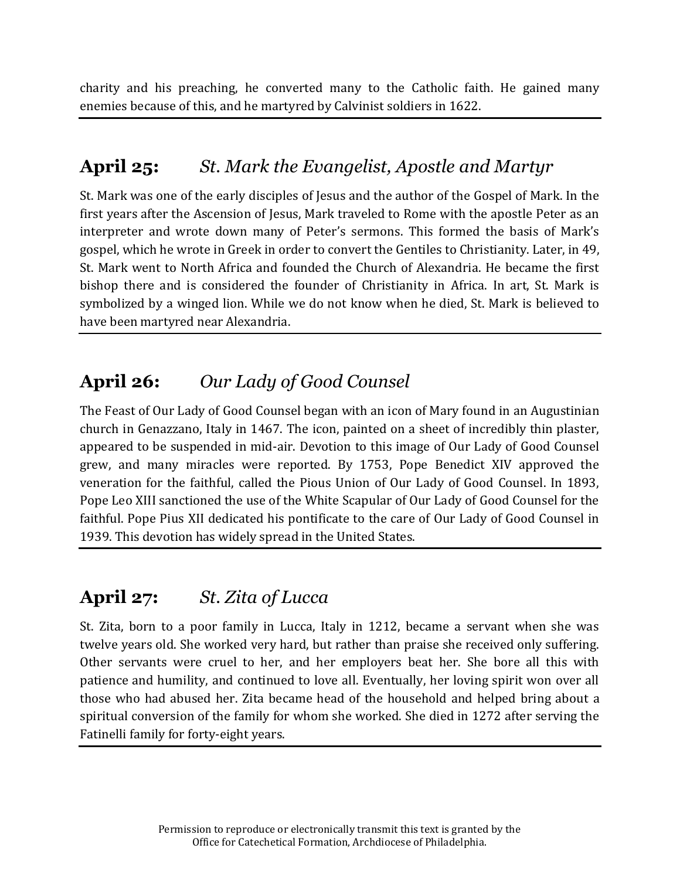charity and his preaching, he converted many to the Catholic faith. He gained many enemies because of this, and he martyred by Calvinist soldiers in 1622.

---

## April 25: *St. Mark the Evangelist, Apostle and Martyr*

St. Mark was one of the early disciples of Jesus and the author of the Gospel of Mark. In the first years after the Ascension of Jesus, Mark traveled to Rome with the apostle Peter as an interpreter and wrote down many of Peter's sermons. This formed the basis of Mark's gospel, which he wrote in Greek in order to convert the Gentiles to Christianity. Later, in 49, St. Mark went to North Africa and founded the Church of Alexandria. He became the first bishop there and is considered the founder of Christianity in Africa. In art, St. Mark is symbolized by a winged lion. While we do not know when he died, St. Mark is believed to have been martyred near Alexandria.

---

## April 26: *Our Lady of Good Counsel*

The Feast of Our Lady of Good Counsel began with an icon of Mary found in an Augustinian church in Genazzano, Italy in 1467. The icon, painted on a sheet of incredibly thin plaster, appeared to be suspended in mid-air. Devotion to this image of Our Lady of Good Counsel grew, and many miracles were reported. By 1753, Pope Benedict XIV approved the veneration for the faithful, called the Pious Union of Our Lady of Good Counsel. In 1893, Pope Leo XIII sanctioned the use of the White Scapular of Our Lady of Good Counsel for the faithful. Pope Pius XII dedicated his pontificate to the care of Our Lady of Good Counsel in 1939. This devotion has widely spread in the United States.

---

## April 27: *St. Zita of Lucca*

St. Zita, born to a poor family in Lucca, Italy in 1212, became a servant when she was twelve years old. She worked very hard, but rather than praise she received only suffering. Other servants were cruel to her, and her employers beat her. She bore all this with patience and humility, and continued to love all. Eventually, her loving spirit won over all those who had abused her. Zita became head of the household and helped bring about a spiritual conversion of the family for whom she worked. She died in 1272 after serving the Fatinelli family for forty-eight years.

---

Permission to reproduce or electronically transmit this text is granted by the Office for Catechetical Formation, Archdiocese of Philadelphia.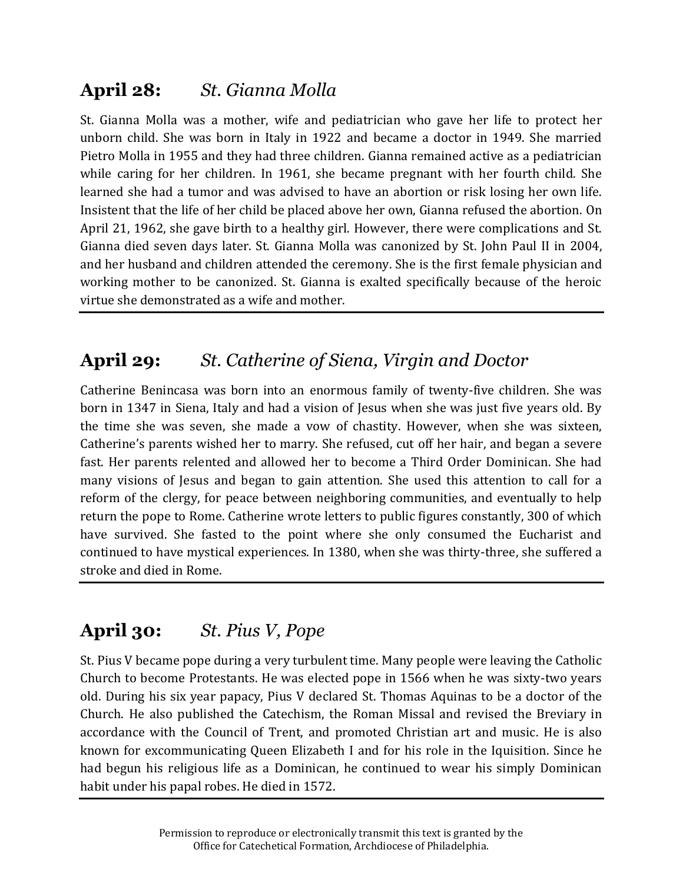## **April 28:** *St. Gianna Molla*

St. Gianna Molla was a mother, wife and pediatrician who gave her life to protect her unborn child. She was born in Italy in 1922 and became a doctor in 1949. She married Pietro Molla in 1955 and they had three children. Gianna remained active as a pediatrician while caring for her children. In 1961, she became pregnant with her fourth child. She learned she had a tumor and was advised to have an abortion or risk losing her own life. Insistent that the life of her child be placed above her own, Gianna refused the abortion. On April 21, 1962, she gave birth to a healthy girl. However, there were complications and St. Gianna died seven days later. St. Gianna Molla was canonized by St. John Paul II in 2004, and her husband and children attended the ceremony. She is the first female physician and working mother to be canonized. St. Gianna is exalted specifically because of the heroic virtue she demonstrated as a wife and mother.

---

## **April 29:** *St. Catherine of Siena, Virgin and Doctor*

Catherine Benincasa was born into an enormous family of twenty-five children. She was born in 1347 in Siena, Italy and had a vision of Jesus when she was just five years old. By the time she was seven, she made a vow of chastity. However, when she was sixteen, Catherine's parents wished her to marry. She refused, cut off her hair, and began a severe fast. Her parents relented and allowed her to become a Third Order Dominican. She had many visions of Jesus and began to gain attention. She used this attention to call for a reform of the clergy, for peace between neighboring communities, and eventually to help return the pope to Rome. Catherine wrote letters to public figures constantly, 300 of which have survived. She fasted to the point where she only consumed the Eucharist and continued to have mystical experiences. In 1380, when she was thirty-three, she suffered a stroke and died in Rome.

---

## **April 30:** *St. Pius V, Pope*

St. Pius V became pope during a very turbulent time. Many people were leaving the Catholic Church to become Protestants. He was elected pope in 1566 when he was sixty-two years old. During his six year papacy, Pius V declared St. Thomas Aquinas to be a doctor of the Church. He also published the Catechism, the Roman Missal and revised the Breviary in accordance with the Council of Trent, and promoted Christian art and music. He is also known for excommunicating Queen Elizabeth I and for his role in the Iquisition. Since he had begun his religious life as a Dominican, he continued to wear his simply Dominican habit under his papal robes. He died in 1572.

---

Permission to reproduce or electronically transmit this text is granted by the Office for Catechetical Formation, Archdiocese of Philadelphia.